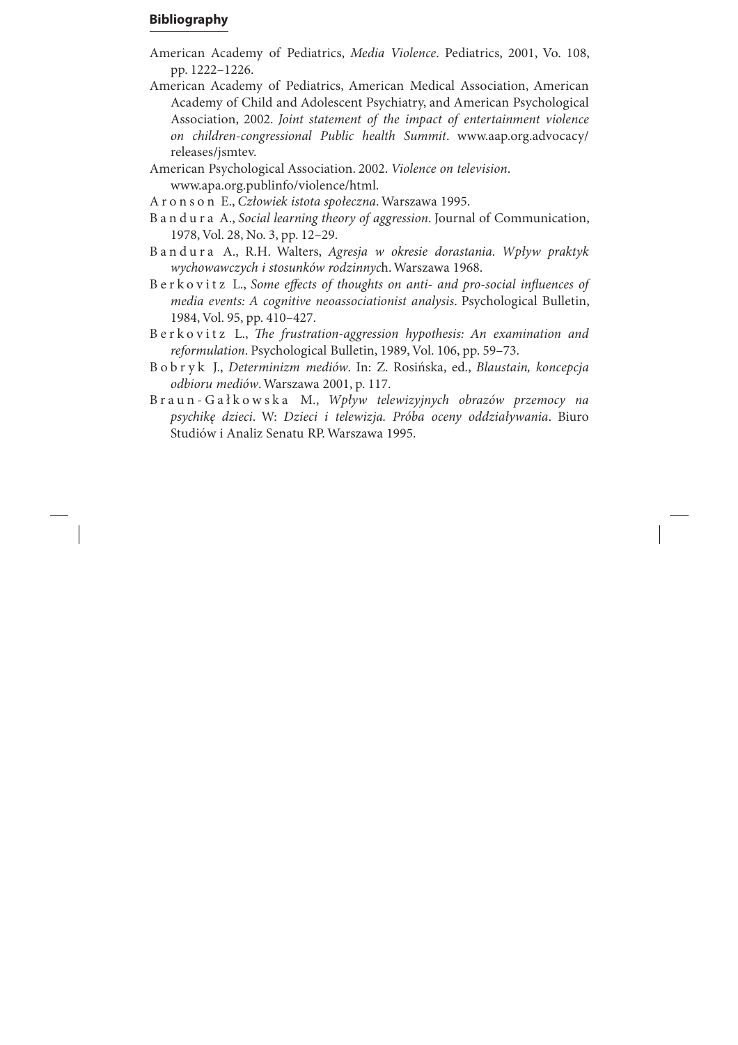## Bibliography

American Academy of Pediatrics, *Media Violence*. Pediatrics, 2001, Vo. 108, pp. 1222–1226.

American Academy of Pediatrics, American Medical Association, American Academy of Child and Adolescent Psychiatry, and American Psychological Association, 2002. *Joint statement of the impact of entertainment violence on children-congressional Public health Summit*. www.aap.org.advocacy/releases/jsmtev.

American Psychological Association. 2002. *Violence on television*. www.apa.org.publinfo/violence/html.

Aronson E., *Człowiek istota społeczna*. Warszawa 1995.

Bandura A., *Social learning theory of aggression*. Journal of Communication, 1978, Vol. 28, No. 3, pp. 12–29.

Bandura A., R.H. Walters, *Agresja w okresie dorastania. Wpływ praktyk wychowawczych i stosunków rodzinnych*. Warszawa 1968.

Berkovitz L., *Some effects of thoughts on anti- and pro-social influences of media events: A cognitive neoassociationist analysis*. Psychological Bulletin, 1984, Vol. 95, pp. 410–427.

Berkovitz L., *The frustration-aggression hypothesis: An examination and reformulation*. Psychological Bulletin, 1989, Vol. 106, pp. 59–73.

Bobryk J., *Determinizm mediów*. In: Z. Rosińska, ed., *Blaustain, koncepcja odbioru mediów*. Warszawa 2001, p. 117.

Braun-Gałkowska M., *Wpływ telewizyjnych obrazów przemocy na psychikę dzieci*. W: *Dzieci i telewizja. Próba oceny oddziaływania*. Biuro Studiów i Analiz Senatu RP. Warszawa 1995.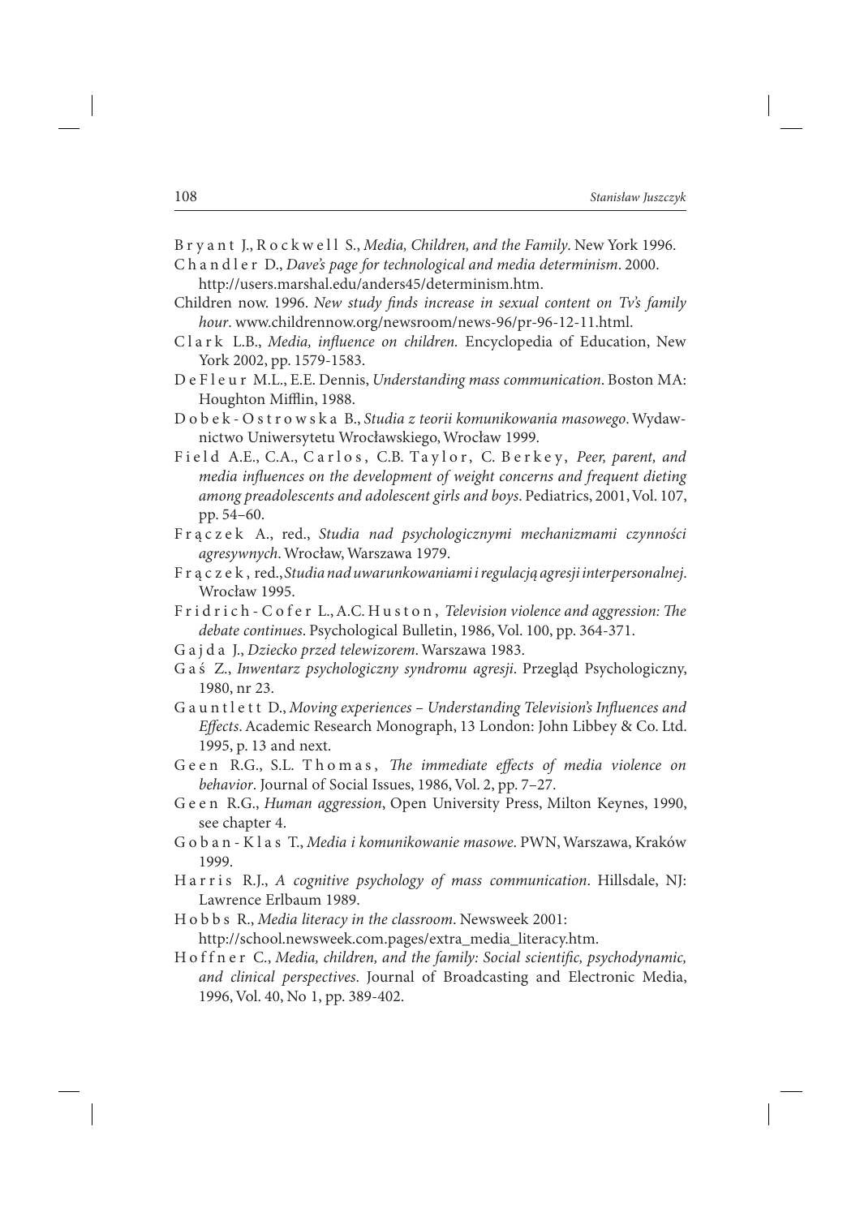Bryant J., Rockwell S., *Media, Children, and the Family*. New York 1996.

Chandler D., *Dave's page for technological and media determinism*. 2000. http://users.marshal.edu/anders45/determinism.htm.

Children now. 1996. *New study finds increase in sexual content on Tv's family hour*. www.childrennow.org/newsroom/news-96/pr-96-12-11.html.

Clark L.B., *Media, influence on children*. Encyclopedia of Education, New York 2002, pp. 1579-1583.

DeFleur M.L., E.E. Dennis, *Understanding mass communication*. Boston MA: Houghton Mifflin, 1988.

Dobek-Ostrowska B., *Studia z teorii komunikowania masowego*. Wydawnictwo Uniwersytetu Wrocławskiego, Wrocław 1999.

Field A.E., C.A., Carlos, C.B. Taylor, C. Berkey, *Peer, parent, and media influences on the development of weight concerns and frequent dieting among preadolescents and adolescent girls and boys*. Pediatrics, 2001, Vol. 107, pp. 54–60.

Frączek A., red., *Studia nad psychologicznymi mechanizmami czynności agresywnych*. Wrocław, Warszawa 1979.

Frączek, red., *Studia nad uwarunkowaniami i regulacją agresji interpersonalnej*. Wrocław 1995.

Fridrich-Cofer L., A.C. Huston, *Television violence and aggression: The debate continues*. Psychological Bulletin, 1986, Vol. 100, pp. 364-371.

Gajda J., *Dziecko przed telewizorem*. Warszawa 1983.

Gaś Z., *Inwentarz psychologiczny syndromu agresji*. Przegląd Psychologiczny, 1980, nr 23.

Gauntlett D., *Moving experiences – Understanding Television's Influences and Effects*. Academic Research Monograph, 13 London: John Libbey & Co. Ltd. 1995, p. 13 and next.

Geen R.G., S.L. Thomas, *The immediate effects of media violence on behavior*. Journal of Social Issues, 1986, Vol. 2, pp. 7–27.

Geen R.G., *Human aggression*, Open University Press, Milton Keynes, 1990, see chapter 4.

Goban-Klas T., *Media i komunikowanie masowe*. PWN, Warszawa, Kraków 1999.

Harris R.J., *A cognitive psychology of mass communication*. Hillsdale, NJ: Lawrence Erlbaum 1989.

Hobbs R., *Media literacy in the classroom*. Newsweek 2001: http://school.newsweek.com.pages/extra_media_literacy.htm.

Hoffner C., *Media, children, and the family: Social scientific, psychodynamic, and clinical perspectives*. Journal of Broadcasting and Electronic Media, 1996, Vol. 40, No 1, pp. 389-402.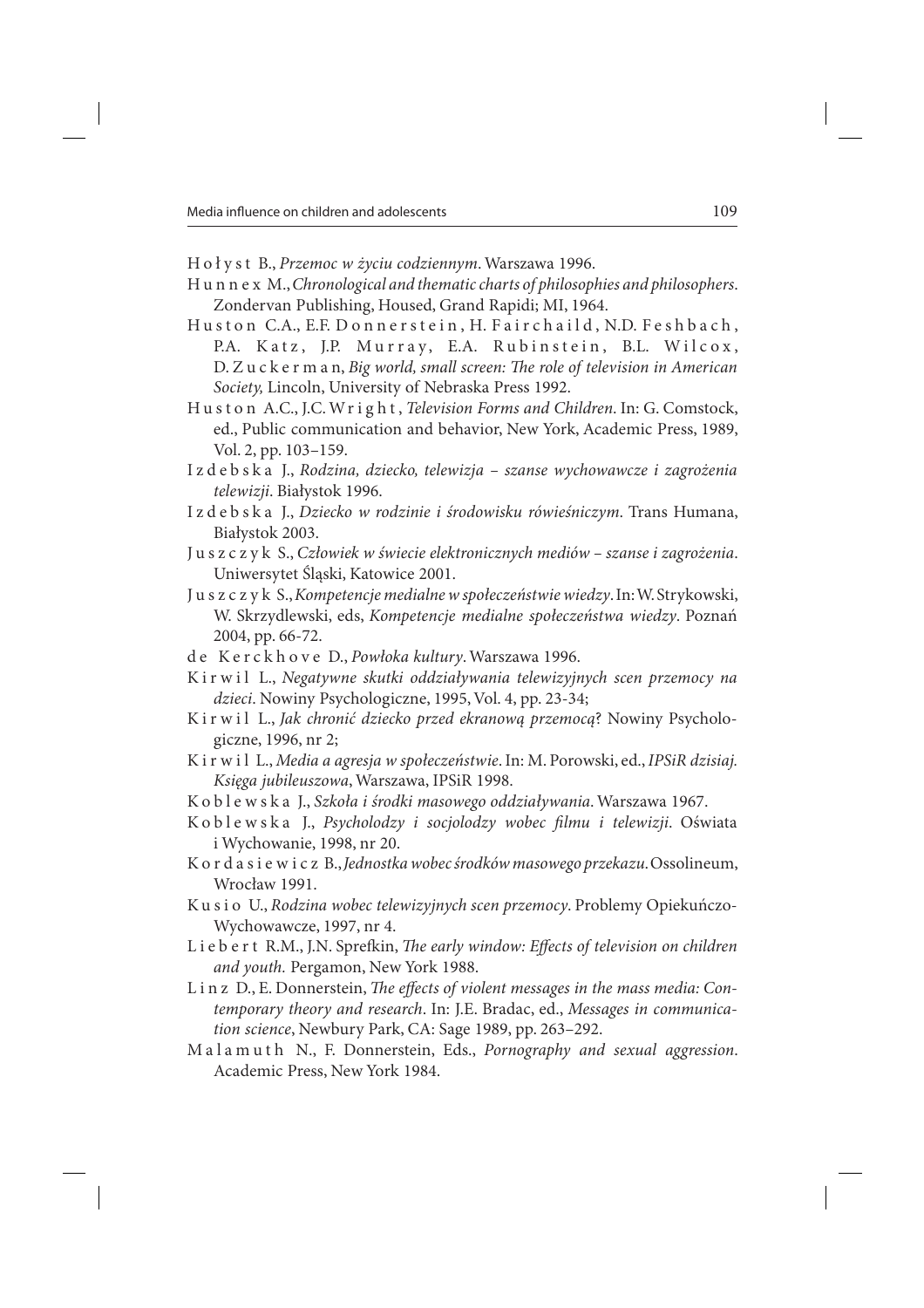Hołyst B., *Przemoc w życiu codziennym*. Warszawa 1996.

Hunnex M., *Chronological and thematic charts of philosophies and philosophers*. Zondervan Publishing, Housed, Grand Rapidi; MI, 1964.

Huston C.A., E.F. Donnerstein, H. Fairchaild, N.D. Feshbach, P.A. Katz, J.P. Murray, E.A. Rubinstein, B.L. Wilcox, D. Zuckerman, *Big world, small screen: The role of television in American Society,* Lincoln, University of Nebraska Press 1992.

Huston A.C., J.C. Wright, *Television Forms and Children*. In: G. Comstock, ed., Public communication and behavior, New York, Academic Press, 1989, Vol. 2, pp. 103–159.

Izdebska J., *Rodzina, dziecko, telewizja – szanse wychowawcze i zagrożenia telewizji*. Białystok 1996.

Izdebska J., *Dziecko w rodzinie i środowisku rówieśniczym*. Trans Humana, Białystok 2003.

Juszczyk S., *Człowiek w świecie elektronicznych mediów – szanse i zagrożenia*. Uniwersytet Śląski, Katowice 2001.

Juszczyk S., *Kompetencje medialne w społeczeństwie wiedzy*. In: W. Strykowski, W. Skrzydlewski, eds, *Kompetencje medialne społeczeństwa wiedzy*. Poznań 2004, pp. 66-72.

de Kerckhove D., *Powłoka kultury*. Warszawa 1996.

Kirwil L., *Negatywne skutki oddziaływania telewizyjnych scen przemocy na dzieci*. Nowiny Psychologiczne, 1995, Vol. 4, pp. 23-34;

Kirwil L., *Jak chronić dziecko przed ekranową przemocą*? Nowiny Psychologiczne, 1996, nr 2;

Kirwil L., *Media a agresja w społeczeństwie*. In: M. Porowski, ed., *IPSiR dzisiaj. Księga jubileuszowa*, Warszawa, IPSiR 1998.

Koblewska J., *Szkoła i środki masowego oddziaływania*. Warszawa 1967.

Koblewska J., *Psycholodzy i socjolodzy wobec filmu i telewizji*. Oświata i Wychowanie, 1998, nr 20.

Kordasiewicz B., *Jednostka wobec środków masowego przekazu*. Ossolineum, Wrocław 1991.

Kusio U., *Rodzina wobec telewizyjnych scen przemocy*. Problemy Opiekuńczo-Wychowawcze, 1997, nr 4.

Liebert R.M., J.N. Sprefkin, *The early window: Effects of television on children and youth.* Pergamon, New York 1988.

Linz D., E. Donnerstein, *The effects of violent messages in the mass media: Contemporary theory and research*. In: J.E. Bradac, ed., *Messages in communication science*, Newbury Park, CA: Sage 1989, pp. 263–292.

Malamuth N., F. Donnerstein, Eds., *Pornography and sexual aggression*. Academic Press, New York 1984.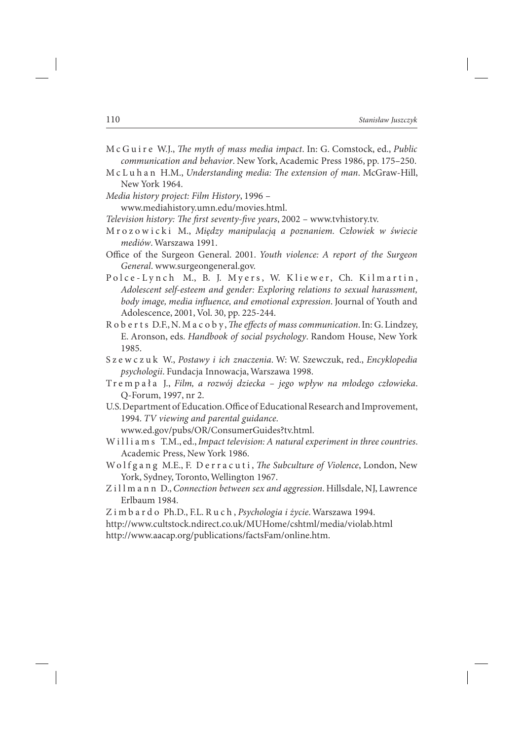McGuire W.J., *The myth of mass media impact*. In: G. Comstock, ed., *Public communication and behavior*. New York, Academic Press 1986, pp. 175–250.

McLuhan H.M., *Understanding media: The extension of man*. McGraw-Hill, New York 1964.

*Media history project: Film History*, 1996 – www.mediahistory.umn.edu/movies.html.

*Television history: The first seventy-five years*, 2002 – www.tvhistory.tv.

Mrozowicki M., *Między manipulacją a poznaniem. Człowiek w świecie mediów*. Warszawa 1991.

Office of the Surgeon General. 2001. *Youth violence: A report of the Surgeon General*. www.surgeongeneral.gov.

Polce-Lynch M., B. J. Myers, W. Kliewer, Ch. Kilmartin, *Adolescent self-esteem and gender: Exploring relations to sexual harassment, body image, media influence, and emotional expression*. Journal of Youth and Adolescence, 2001, Vol. 30, pp. 225-244.

Roberts D.F., N. Macoby, *The effects of mass communication*. In: G. Lindzey, E. Aronson, eds. *Handbook of social psychology*. Random House, New York 1985.

Szewczuk W., *Postawy i ich znaczenia*. W: W. Szewczuk, red., *Encyklopedia psychologii*. Fundacja Innowacja, Warszawa 1998.

Trempała J., *Film, a rozwój dziecka – jego wpływ na młodego człowieka*. Q-Forum, 1997, nr 2.

U.S. Department of Education. Office of Educational Research and Improvement, 1994. *TV viewing and parental guidance*. www.ed.gov/pubs/OR/ConsumerGuides?tv.html.

Williams T.M., ed., *Impact television: A natural experiment in three countries*. Academic Press, New York 1986.

Wolfgang M.E., F. Derracuti, *The Subculture of Violence*, London, New York, Sydney, Toronto, Wellington 1967.

Zillmann D., *Connection between sex and aggression*. Hillsdale, NJ, Lawrence Erlbaum 1984.

Zimbardo Ph.D., F.L. Ruch, *Psychologia i życie*. Warszawa 1994.

http://www.cultstock.ndirect.co.uk/MUHome/cshtml/media/violab.html

http://www.aacap.org/publications/factsFam/online.htm.